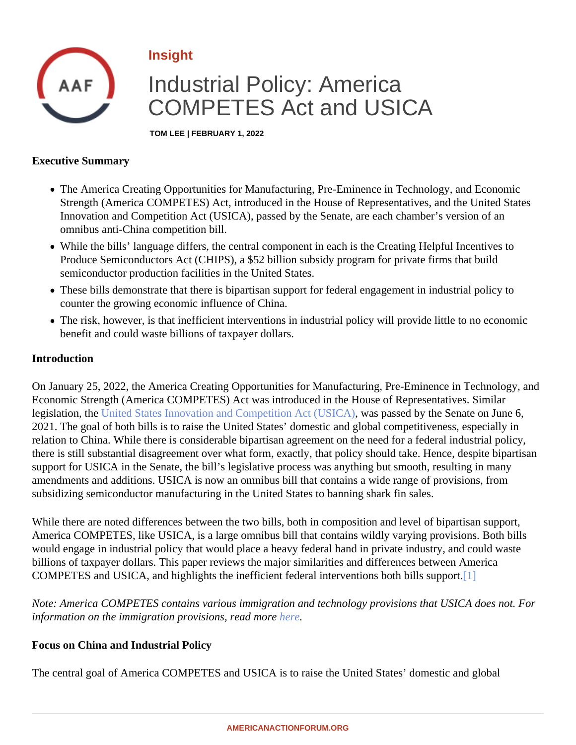Insight

# Industrial Policy: America COMPETES Act and USICA

TOM LEE | FEBRUARY 1, 2022

**Executive Summary**

- The America Creating Opportunities for Manufacturing, Pre-Eminence in Technology, and Economic Strength (America COMPETES) Act, introduced in the House of Representatives, and the United States Innovation and Competition Act (USICA), passed by the Senate, are each chamber's version of an omnibus anti-China competition bill.
- While the bills' language differs, the central component in each is the Creating Helpful Incentives to Produce Semiconductors Act (CHIPS), a $52 billion subsidy program for private firms that build semiconductor production facilities in the United States.
- These bills demonstrate that there is bipartisan support for federal engagement in industrial policy to counter the growing economic influence of China.
- The risk, however, is that inefficient interventions in industrial policy will provide little to no economic benefit and could waste billions of taxpayer dollars.

**Introduction**

On January 25, 2022, the America Creating Opportunities for Manufacturing, Pre-Eminence in Technology, and Economic Strength (America COMPETES) Act was introduced in the House of Representatives. Similar legislation, the United States Innovation and Competition Act (USICA), was passed by the Senate on June 6, 2021. The goal of both bills is to raise the United States' domestic and global competitiveness, especially in relation to China. While there is considerable bipartisan agreement on the need for a federal industrial policy, there is still substantial disagreement over what form, exactly, that policy should take. Hence, despite bipartisan support for USICA in the Senate, the bill's legislative process was anything but smooth, resulting in many amendments and additions. USICA is now an omnibus bill that contains a wide range of provisions, from subsidizing semiconductor manufacturing in the United States to banning shark fin sales.

While there are noted differences between the two bills, both in composition and level of bipartisan support, America COMPETES, like USICA, is a large omnibus bill that contains wildly varying provisions. Both bills would engage in industrial policy that would place a heavy federal hand in private industry, and could waste billions of taxpayer dollars. This paper reviews the major similarities and differences between America COMPETES and USICA, and highlights the inefficient federal interventions both bills support.[1]

*Note: America COMPETES contains various immigration and technology provisions that USICA does not. For information on the immigration provisions, read more here.*

**Focus on China and Industrial Policy**

The central goal of America COMPETES and USICA is to raise the United States' domestic and global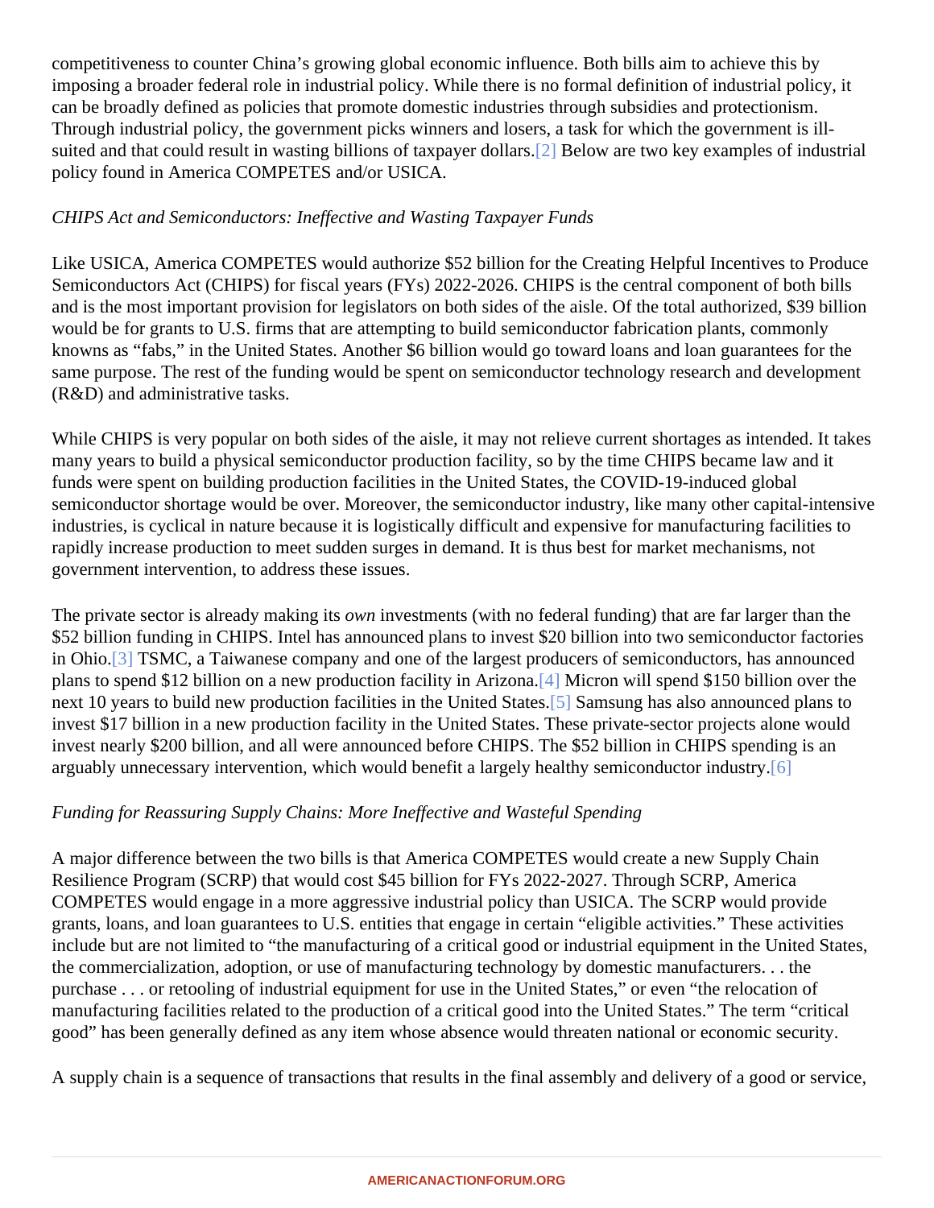competitiveness to counter China's growing global economic influence. Both bills aim to achieve this by imposing a broader federal role in industrial policy. While there is no formal definition of industrial policy, it can be broadly defined as policies that promote domestic industries through subsidies and protectionism. Through industrial policy, the government picks winners and losers, a task for which the government is ill-suited and that could result in wasting billions of taxpayer dollars.[2] Below are two key examples of industrial policy found in America COMPETES and/or USICA.

*CHIPS Act and Semiconductors: Ineffective and Wasting Taxpayer Funds*

Like USICA, America COMPETES would authorize $52 billion for the Creating Helpful Incentives to Produce Semiconductors Act (CHIPS) for fiscal years (FYs) 2022-2026. CHIPS is the central component of both bills and is the most important provision for legislators on both sides of the aisle. Of the total authorized, $39 billion would be for grants to U.S. firms that are attempting to build semiconductor fabrication plants, commonly knowns as "fabs," in the United States. Another $6 billion would go toward loans and loan guarantees for the same purpose. The rest of the funding would be spent on semiconductor technology research and development (R&D) and administrative tasks.

While CHIPS is very popular on both sides of the aisle, it may not relieve current shortages as intended. It takes many years to build a physical semiconductor production facility, so by the time CHIPS became law and it funds were spent on building production facilities in the United States, the COVID-19-induced global semiconductor shortage would be over. Moreover, the semiconductor industry, like many other capital-intensive industries, is cyclical in nature because it is logistically difficult and expensive for manufacturing facilities to rapidly increase production to meet sudden surges in demand. It is thus best for market mechanisms, not government intervention, to address these issues.

The private sector is already making its *own* investments (with no federal funding) that are far larger than the $52 billion funding in CHIPS. Intel has announced plans to invest $20 billion into two semiconductor factories in Ohio.[3] TSMC, a Taiwanese company and one of the largest producers of semiconductors, has announced plans to spend $12 billion on a new production facility in Arizona.[4] Micron will spend $150 billion over the next 10 years to build new production facilities in the United States.[5] Samsung has also announced plans to invest $17 billion in a new production facility in the United States. These private-sector projects alone would invest nearly $200 billion, and all were announced before CHIPS. The $52 billion in CHIPS spending is an arguably unnecessary intervention, which would benefit a largely healthy semiconductor industry.[6]

*Funding for Reassuring Supply Chains: More Ineffective and Wasteful Spending*

A major difference between the two bills is that America COMPETES would create a new Supply Chain Resilience Program (SCRP) that would cost $45 billion for FYs 2022-2027. Through SCRP, America COMPETES would engage in a more aggressive industrial policy than USICA. The SCRP would provide grants, loans, and loan guarantees to U.S. entities that engage in certain "eligible activities." These activities include but are not limited to "the manufacturing of a critical good or industrial equipment in the United States, the commercialization, adoption, or use of manufacturing technology by domestic manufacturers. . . the purchase . . . or retooling of industrial equipment for use in the United States," or even "the relocation of manufacturing facilities related to the production of a critical good into the United States." The term "critical good" has been generally defined as any item whose absence would threaten national or economic security.

A supply chain is a sequence of transactions that results in the final assembly and delivery of a good or service,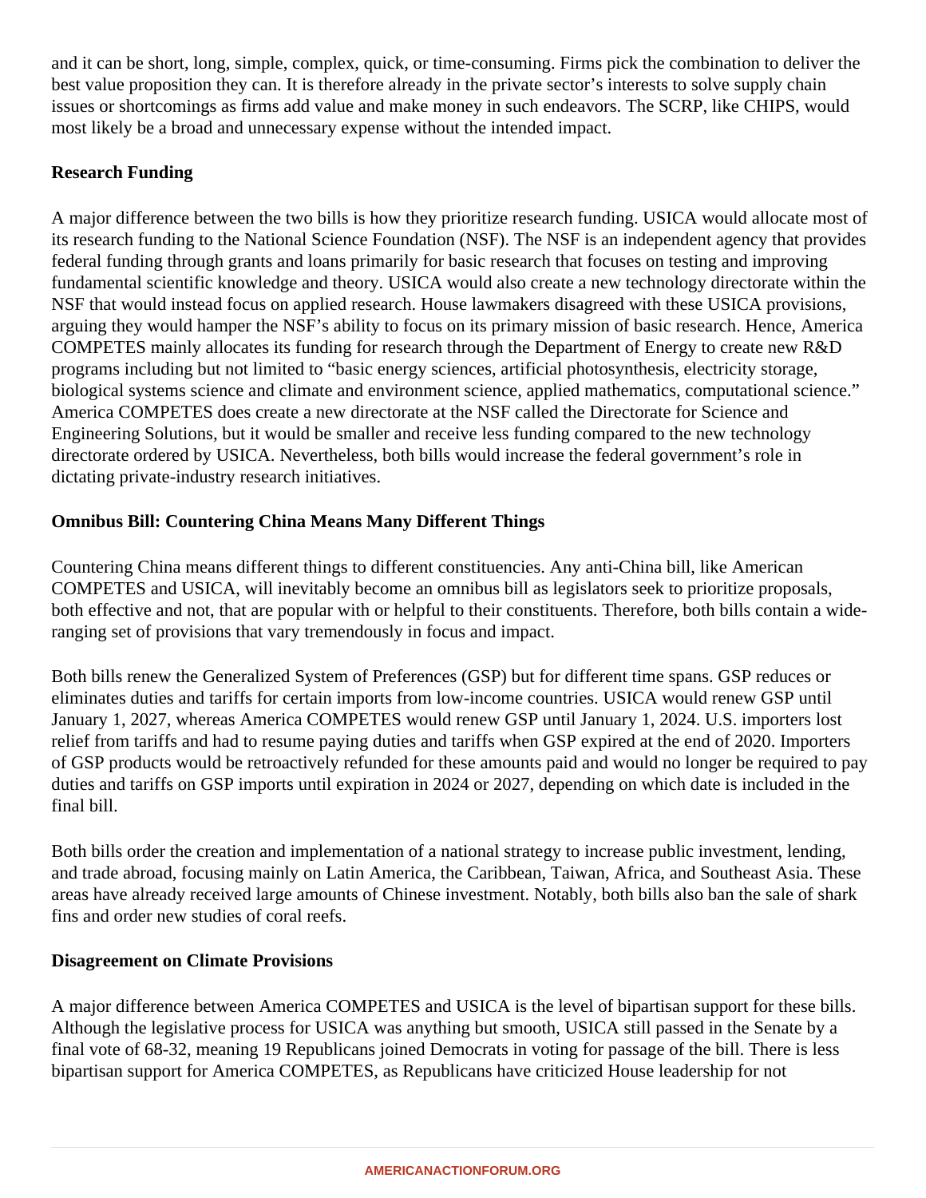and it can be short, long, simple, complex, quick, or time-consuming. Firms pick the combination to deliver the best value proposition they can. It is therefore already in the private sector's interests to solve supply chain issues or shortcomings as firms add value and make money in such endeavors. The SCRP, like CHIPS, would most likely be a broad and unnecessary expense without the intended impact.

**Research Funding**

A major difference between the two bills is how they prioritize research funding. USICA would allocate most of its research funding to the National Science Foundation (NSF). The NSF is an independent agency that provides federal funding through grants and loans primarily for basic research that focuses on testing and improving fundamental scientific knowledge and theory. USICA would also create a new technology directorate within the NSF that would instead focus on applied research. House lawmakers disagreed with these USICA provisions, arguing they would hamper the NSF's ability to focus on its primary mission of basic research. Hence, America COMPETES mainly allocates its funding for research through the Department of Energy to create new R&D programs including but not limited to "basic energy sciences, artificial photosynthesis, electricity storage, biological systems science and climate and environment science, applied mathematics, computational science." America COMPETES does create a new directorate at the NSF called the Directorate for Science and Engineering Solutions, but it would be smaller and receive less funding compared to the new technology directorate ordered by USICA. Nevertheless, both bills would increase the federal government's role in dictating private-industry research initiatives.

**Omnibus Bill: Countering China Means Many Different Things**

Countering China means different things to different constituencies. Any anti-China bill, like American COMPETES and USICA, will inevitably become an omnibus bill as legislators seek to prioritize proposals, both effective and not, that are popular with or helpful to their constituents. Therefore, both bills contain a wide-ranging set of provisions that vary tremendously in focus and impact.

Both bills renew the Generalized System of Preferences (GSP) but for different time spans. GSP reduces or eliminates duties and tariffs for certain imports from low-income countries. USICA would renew GSP until January 1, 2027, whereas America COMPETES would renew GSP until January 1, 2024. U.S. importers lost relief from tariffs and had to resume paying duties and tariffs when GSP expired at the end of 2020. Importers of GSP products would be retroactively refunded for these amounts paid and would no longer be required to pay duties and tariffs on GSP imports until expiration in 2024 or 2027, depending on which date is included in the final bill.

Both bills order the creation and implementation of a national strategy to increase public investment, lending, and trade abroad, focusing mainly on Latin America, the Caribbean, Taiwan, Africa, and Southeast Asia. These areas have already received large amounts of Chinese investment. Notably, both bills also ban the sale of shark fins and order new studies of coral reefs.

**Disagreement on Climate Provisions**

A major difference between America COMPETES and USICA is the level of bipartisan support for these bills. Although the legislative process for USICA was anything but smooth, USICA still passed in the Senate by a final vote of 68-32, meaning 19 Republicans joined Democrats in voting for passage of the bill. There is less bipartisan support for America COMPETES, as Republicans have criticized House leadership for not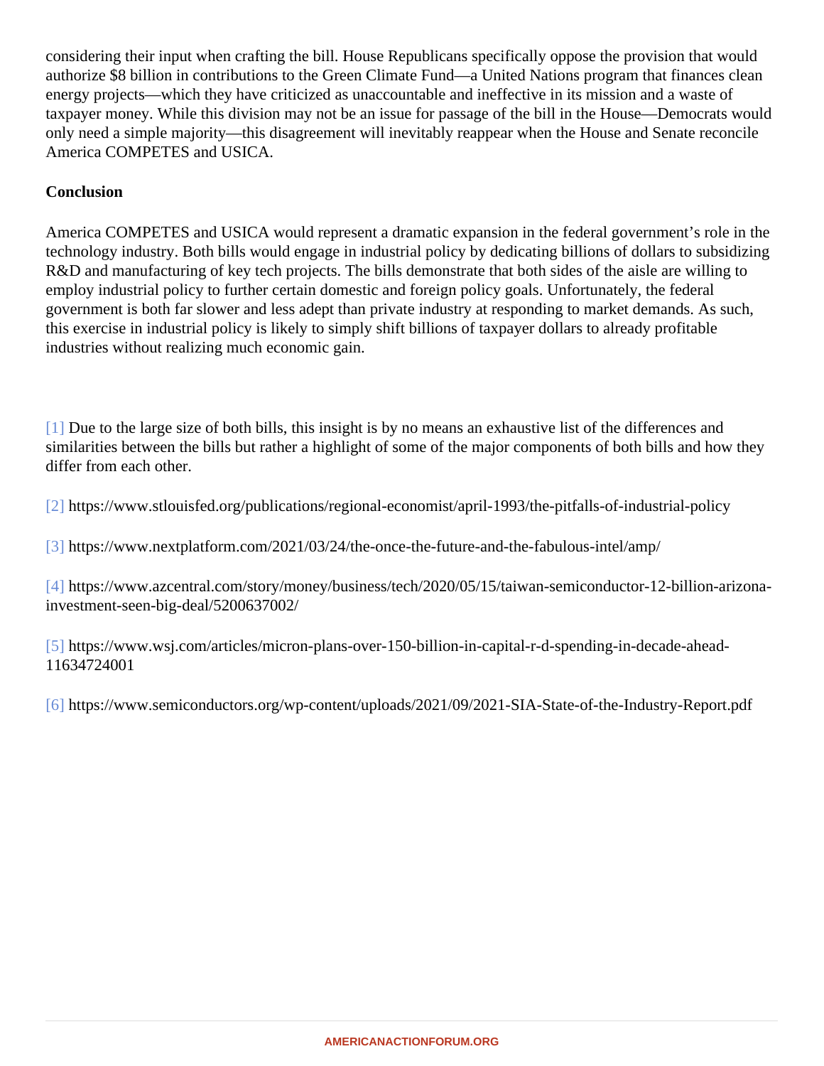considering their input when crafting the bill. House Republicans specifically oppose the provision that would authorize $8 billion in contributions to the Green Climate Fund—a United Nations program that finances clean energy projects—which they have criticized as unaccountable and ineffective in its mission and a waste of taxpayer money. While this division may not be an issue for passage of the bill in the House—Democrats would only need a simple majority—this disagreement will inevitably reappear when the House and Senate reconcile America COMPETES and USICA.

**Conclusion**

America COMPETES and USICA would represent a dramatic expansion in the federal government's role in the technology industry. Both bills would engage in industrial policy by dedicating billions of dollars to subsidizing R&D and manufacturing of key tech projects. The bills demonstrate that both sides of the aisle are willing to employ industrial policy to further certain domestic and foreign policy goals. Unfortunately, the federal government is both far slower and less adept than private industry at responding to market demands. As such, this exercise in industrial policy is likely to simply shift billions of taxpayer dollars to already profitable industries without realizing much economic gain.

[1] Due to the large size of both bills, this insight is by no means an exhaustive list of the differences and similarities between the bills but rather a highlight of some of the major components of both bills and how they differ from each other.

[2] https://www.stlouisfed.org/publications/regional-economist/april-1993/the-pitfalls-of-industrial-policy

[3] https://www.nextplatform.com/2021/03/24/the-once-the-future-and-the-fabulous-intel/amp/

[4] https://www.azcentral.com/story/money/business/tech/2020/05/15/taiwan-semiconductor-12-billion-arizona-investment-seen-big-deal/5200637002/

[5] https://www.wsj.com/articles/micron-plans-over-150-billion-in-capital-r-d-spending-in-decade-ahead-11634724001

[6] https://www.semiconductors.org/wp-content/uploads/2021/09/2021-SIA-State-of-the-Industry-Report.pdf